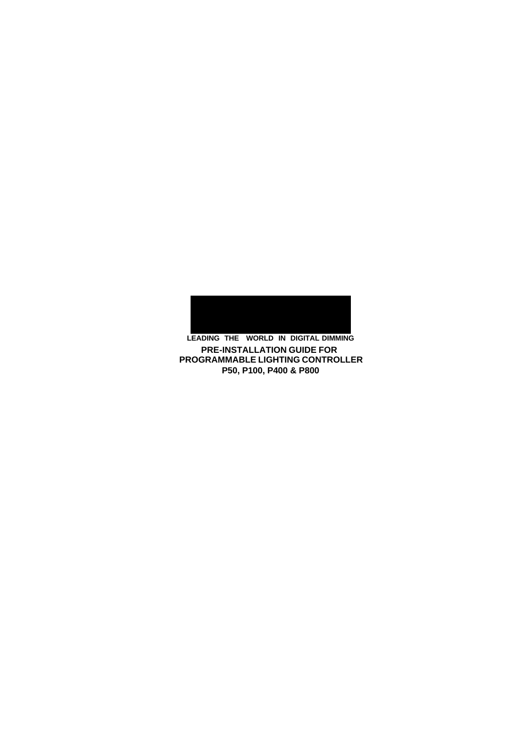LEADING THE WORLD IN DIGITAL DIMMING

# PRE-INSTALLATION GUIDE FOR PROGRAMMABLE LIGHTING CONTROLLER

## P50, P100, P400 & P800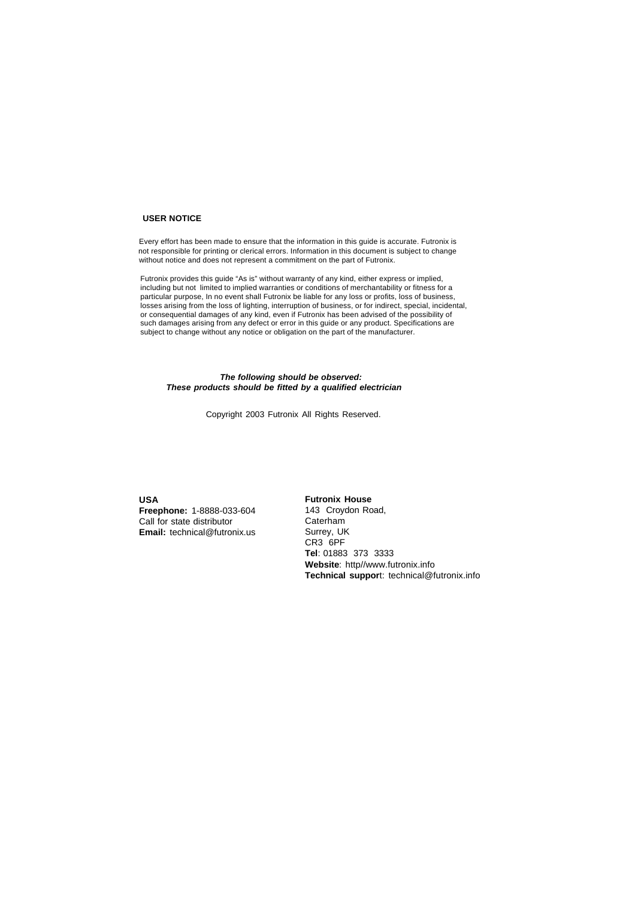## USER NOTICE

Every effort has been made to ensure that the information in this guide is accurate. Futronix is not responsible for printing or clerical errors. Information in this document is subject to change without notice and does not represent a commitment on the part of Futronix.

Futronix provides this guide "As is" without warranty of any kind, either express or implied, including but not limited to implied warranties or conditions of merchantability or fitness for a particular purpose, In no event shall Futronix be liable for any loss or profits, loss of business, losses arising from the loss of lighting, interruption of business, or for indirect, special, incidental, or consequential damages of any kind, even if Futronix has been advised of the possibility of such damages arising from any defect or error in this guide or any product. Specifications are subject to change without any notice or obligation on the part of the manufacturer.

***The following should be observed:***
***These products should be fitted by a qualified electrician***

Copyright 2003 Futronix All Rights Reserved.

**USA**
**Freephone:** 1-8888-033-604
Call for state distributor
**Email:** technical@futronix.us

**Futronix House**
143 Croydon Road,
Caterham
Surrey, UK
CR3 6PF
**Tel**: 01883 373 3333
**Website**: http//www.futronix.info
**Technical support**: technical@futronix.info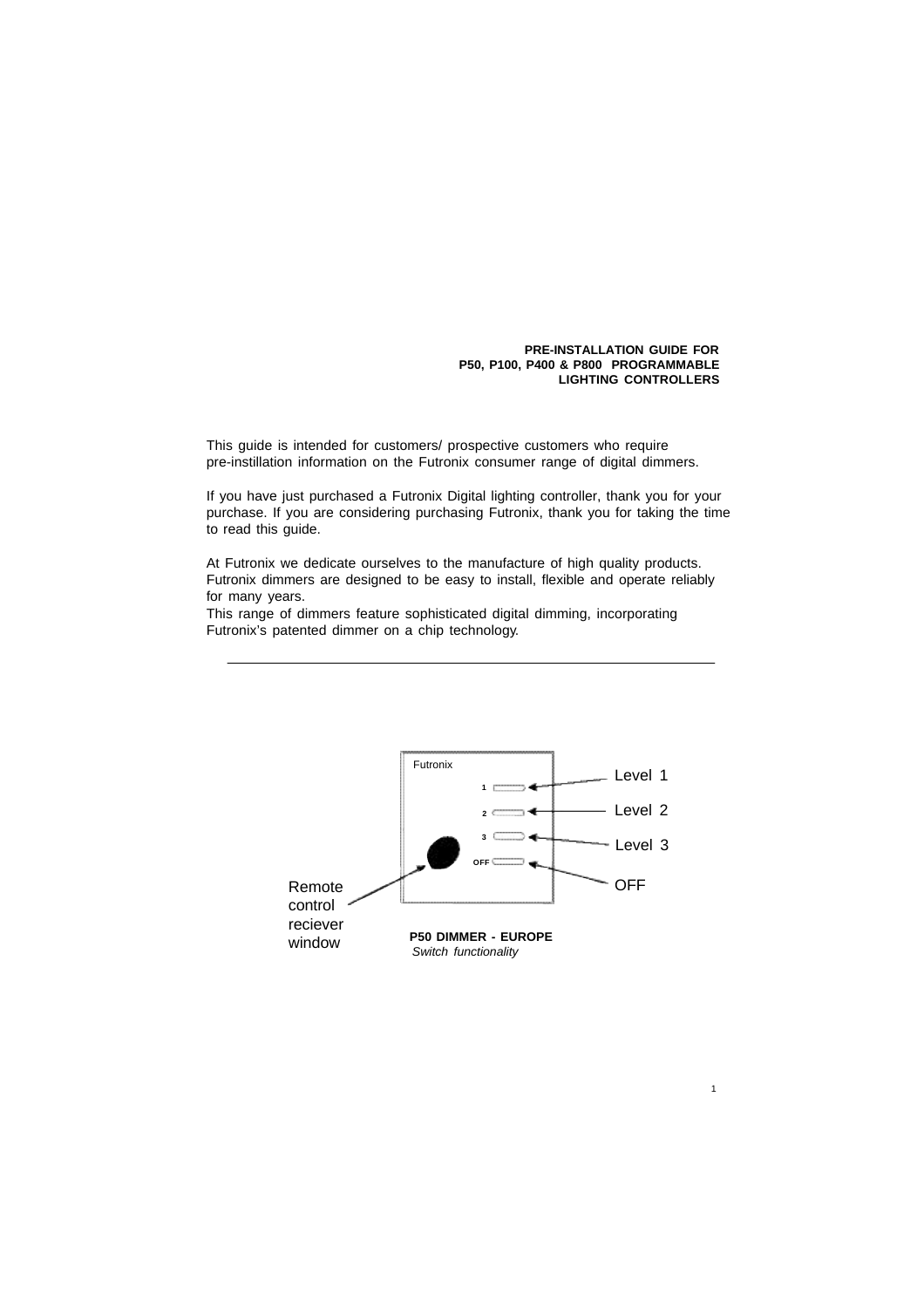**PRE-INSTALLATION GUIDE FOR P50, P100, P400 & P800 PROGRAMMABLE LIGHTING CONTROLLERS**

This guide is intended for customers/ prospective customers who require pre-instillation information on the Futronix consumer range of digital dimmers.

If you have just purchased a Futronix Digital lighting controller, thank you for your purchase. If you are considering purchasing Futronix, thank you for taking the time to read this guide.

At Futronix we dedicate ourselves to the manufacture of high quality products. Futronix dimmers are designed to be easy to install, flexible and operate reliably for many years.
This range of dimmers feature sophisticated digital dimming, incorporating Futronix's patented dimmer on a chip technology.

---

Futronix

1 — Level 1

2 — Level 2

3 — Level 3

OFF — OFF

Remote control reciever window

**P50 DIMMER - EUROPE**
*Switch functionality*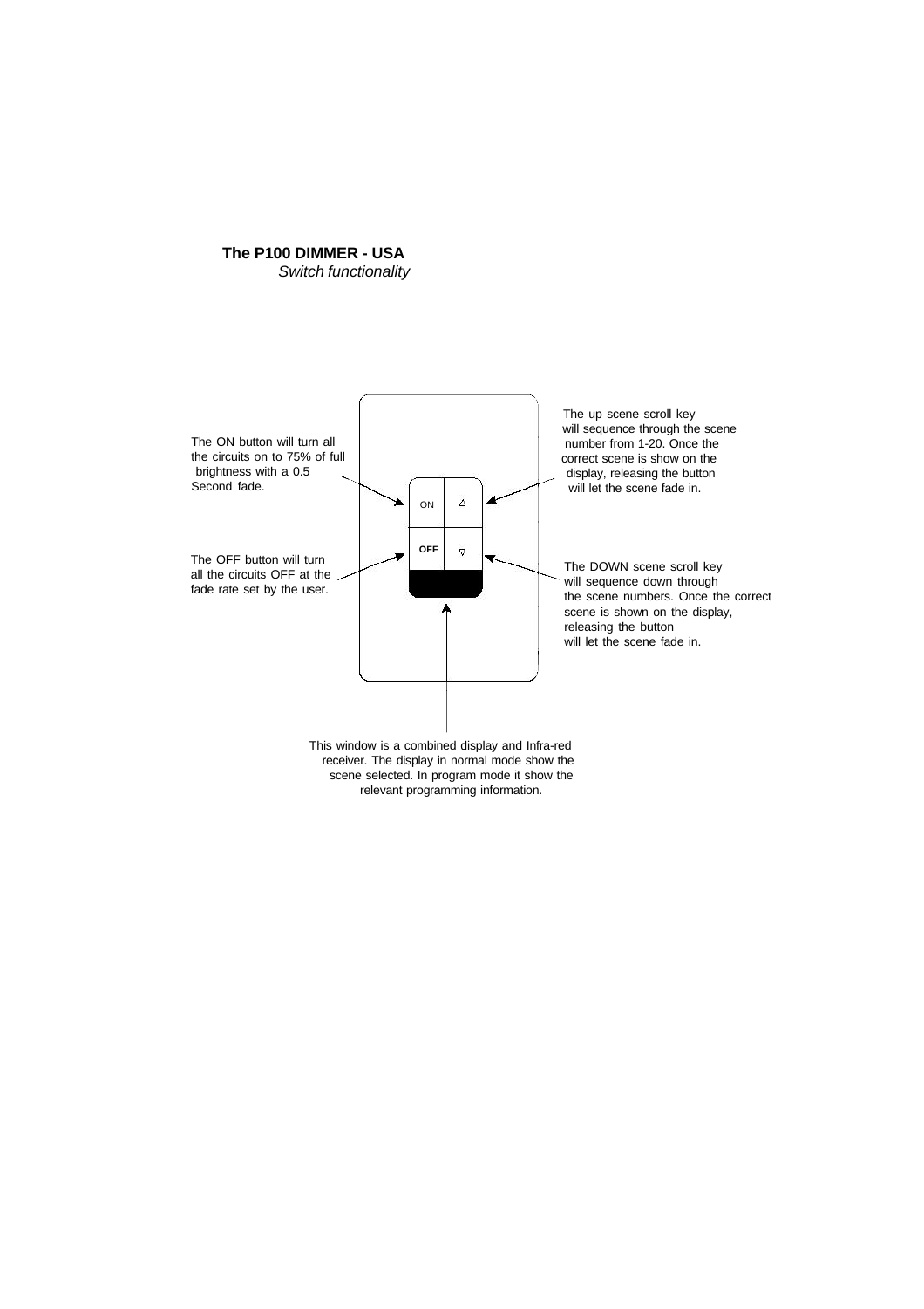**The P100 DIMMER - USA**

*Switch functionality*

The ON button will turn all the circuits on to 75% of full brightness with a 0.5 Second fade.

The OFF button will turn all the circuits OFF at the fade rate set by the user.

ON

OFF

The up scene scroll key will sequence through the scene number from 1-20. Once the correct scene is show on the display, releasing the button will let the scene fade in.

The DOWN scene scroll key will sequence down through the scene numbers. Once the correct scene is shown on the display, releasing the button will let the scene fade in.

This window is a combined display and Infra-red receiver. The display in normal mode show the scene selected. In program mode it show the relevant programming information.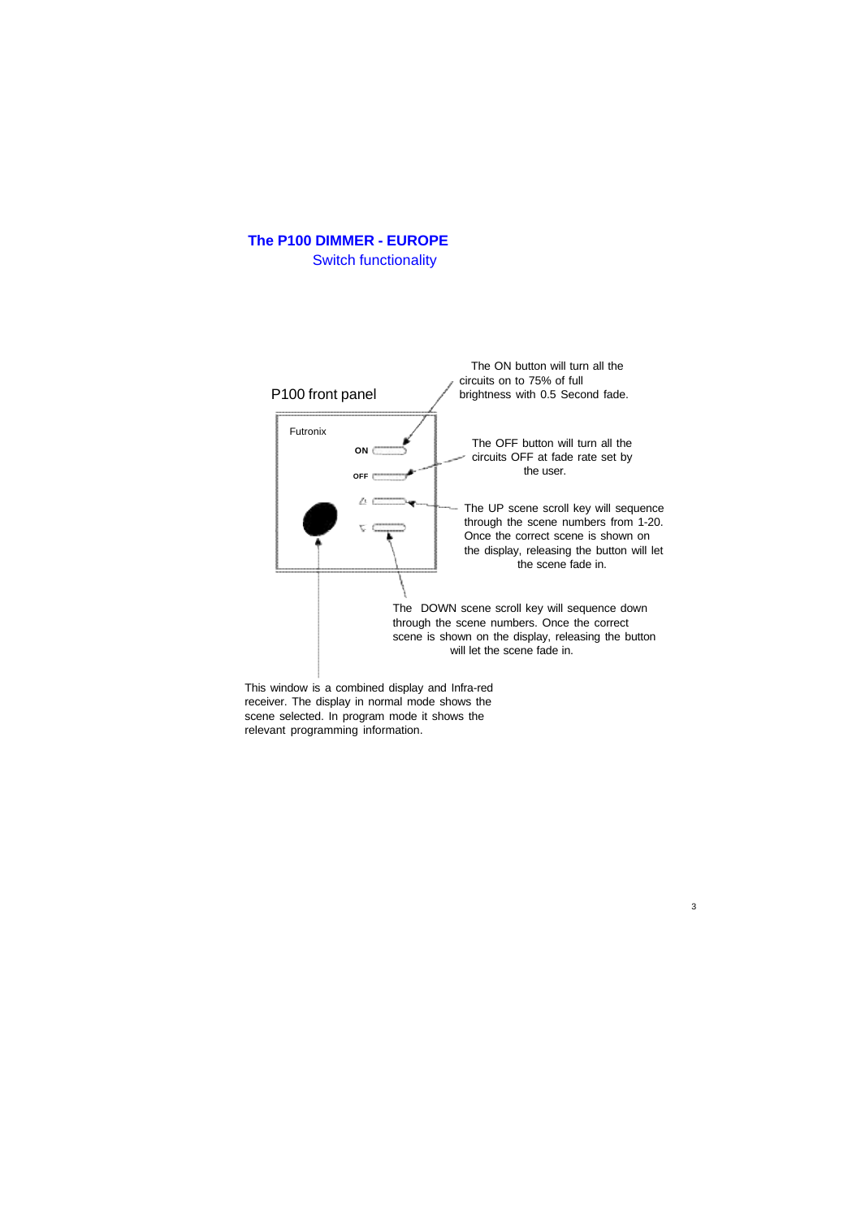# The P100 DIMMER - EUROPE

## Switch functionality

P100 front panel

Futronix

ON

OFF

The ON button will turn all the circuits on to 75% of full brightness with 0.5 Second fade.

The OFF button will turn all the circuits OFF at fade rate set by the user.

The UP scene scroll key will sequence through the scene numbers from 1-20. Once the correct scene is shown on the display, releasing the button will let the scene fade in.

The DOWN scene scroll key will sequence down through the scene numbers. Once the correct scene is shown on the display, releasing the button will let the scene fade in.

This window is a combined display and Infra-red receiver. The display in normal mode shows the scene selected. In program mode it shows the relevant programming information.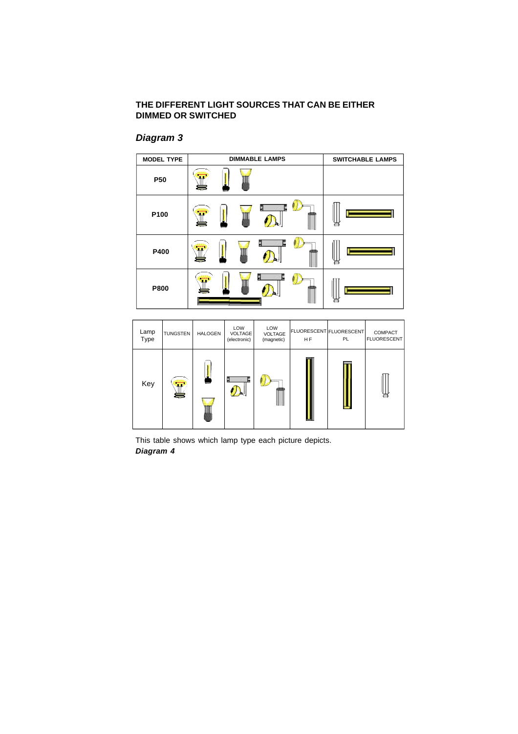## THE DIFFERENT LIGHT SOURCES THAT CAN BE EITHER DIMMED OR SWITCHED

### *Diagram 3*

| MODEL TYPE | DIMMABLE LAMPS | SWITCHABLE LAMPS |
|---|---|---|
| P50 | | |
| P100 | | |
| P400 | | |
| P800 | | |

| Lamp Type | TUNGSTEN | HALOGEN | LOW VOLTAGE (electronic) | LOW VOLTAGE (magnetic) | FLUORESCENT H F | FLUORESCENT PL | COMPACT FLUORESCENT |
|---|---|---|---|---|---|---|---|
| Key | | | | | | | |

This table shows which lamp type each picture depicts.

***Diagram 4***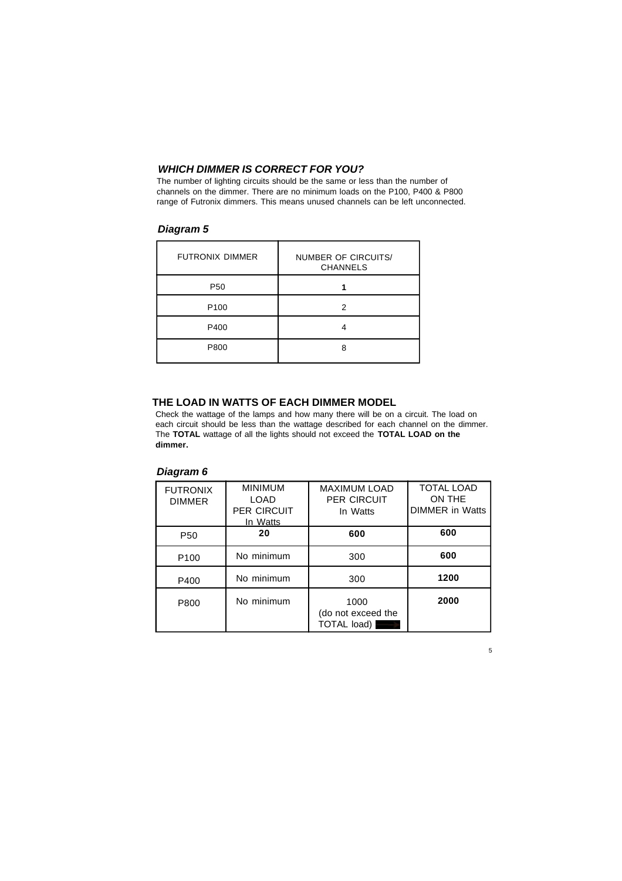## *WHICH DIMMER IS CORRECT FOR YOU?*

The number of lighting circuits should be the same or less than the number of channels on the dimmer. There are no minimum loads on the P100, P400 & P800 range of Futronix dimmers. This means unused channels can be left unconnected.

### *Diagram 5*

| FUTRONIX DIMMER | NUMBER OF CIRCUITS/ CHANNELS |
|---|---|
| P50 | **1** |
| P100 | 2 |
| P400 | 4 |
| P800 | 8 |

## THE LOAD IN WATTS OF EACH DIMMER MODEL

Check the wattage of the lamps and how many there will be on a circuit. The load on each circuit should be less than the wattage described for each channel on the dimmer. The **TOTAL** wattage of all the lights should not exceed the **TOTAL LOAD on the dimmer.**

### *Diagram 6*

| FUTRONIX DIMMER | MINIMUM LOAD PER CIRCUIT In Watts | MAXIMUM LOAD PER CIRCUIT In Watts | TOTAL LOAD ON THE DIMMER in Watts |
|---|---|---|---|
| P50 | **20** | **600** | **600** |
| P100 | No minimum | 300 | **600** |
| P400 | No minimum | 300 | **1200** |
| P800 | No minimum | 1000 (do not exceed the TOTAL load) | **2000** |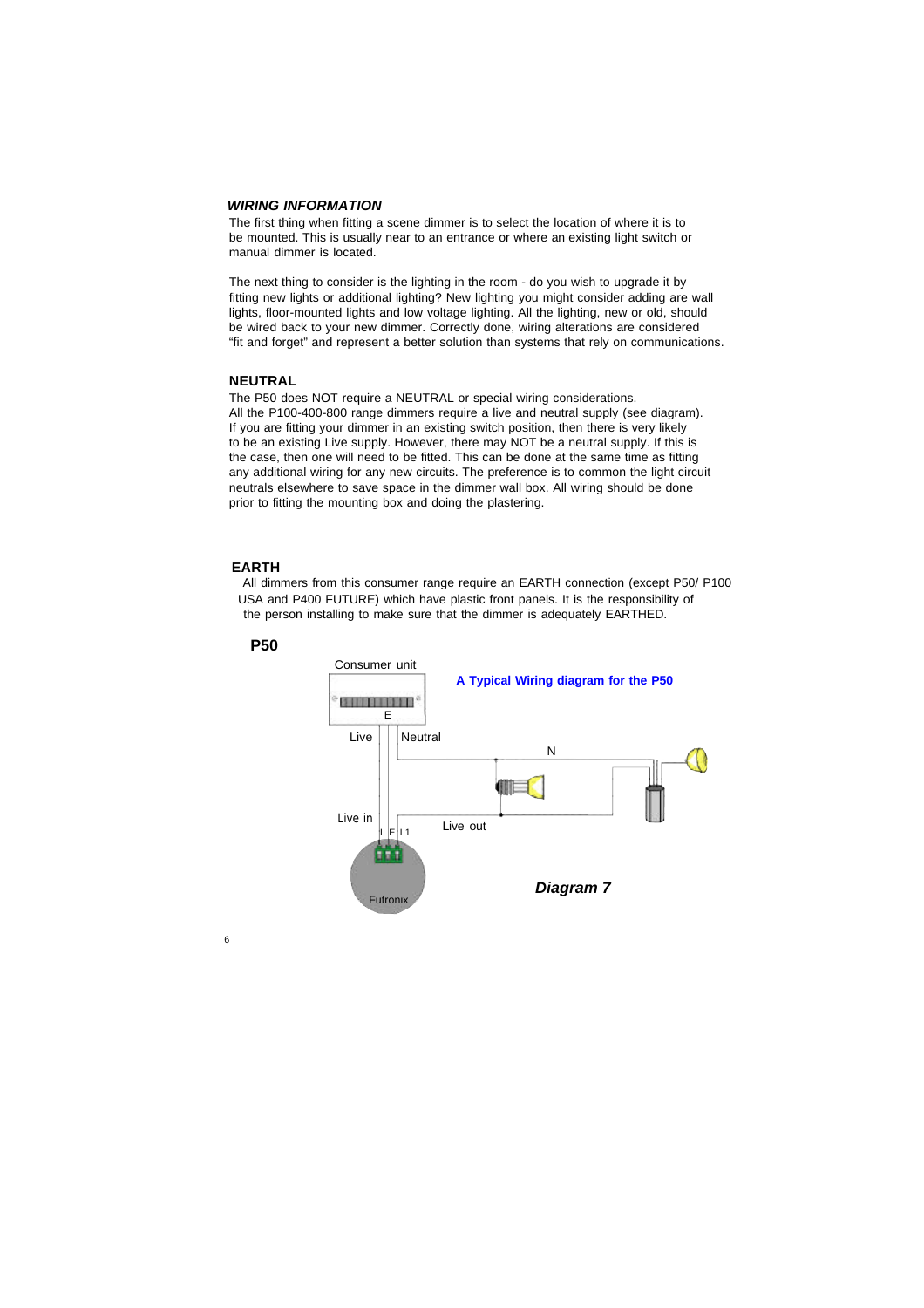## *WIRING INFORMATION*

The first thing when fitting a scene dimmer is to select the location of where it is to be mounted. This is usually near to an entrance or where an existing light switch or manual dimmer is located.

The next thing to consider is the lighting in the room - do you wish to upgrade it by fitting new lights or additional lighting? New lighting you might consider adding are wall lights, floor-mounted lights and low voltage lighting. All the lighting, new or old, should be wired back to your new dimmer. Correctly done, wiring alterations are considered "fit and forget" and represent a better solution than systems that rely on communications.

## NEUTRAL

The P50 does NOT require a NEUTRAL or special wiring considerations.
All the P100-400-800 range dimmers require a live and neutral supply (see diagram).
If you are fitting your dimmer in an existing switch position, then there is very likely to be an existing Live supply. However, there may NOT be a neutral supply. If this is the case, then one will need to be fitted. This can be done at the same time as fitting any additional wiring for any new circuits. The preference is to common the light circuit neutrals elsewhere to save space in the dimmer wall box. All wiring should be done prior to fitting the mounting box and doing the plastering.

## EARTH

All dimmers from this consumer range require an EARTH connection (except P50/ P100 USA and P400 FUTURE) which have plastic front panels. It is the responsibility of the person installing to make sure that the dimmer is adequately EARTHED.

## P50

**A Typical Wiring diagram for the P50**

Consumer unit

E

Live

Neutral

N

Live in

L E L1

Live out

Futronix

***Diagram 7***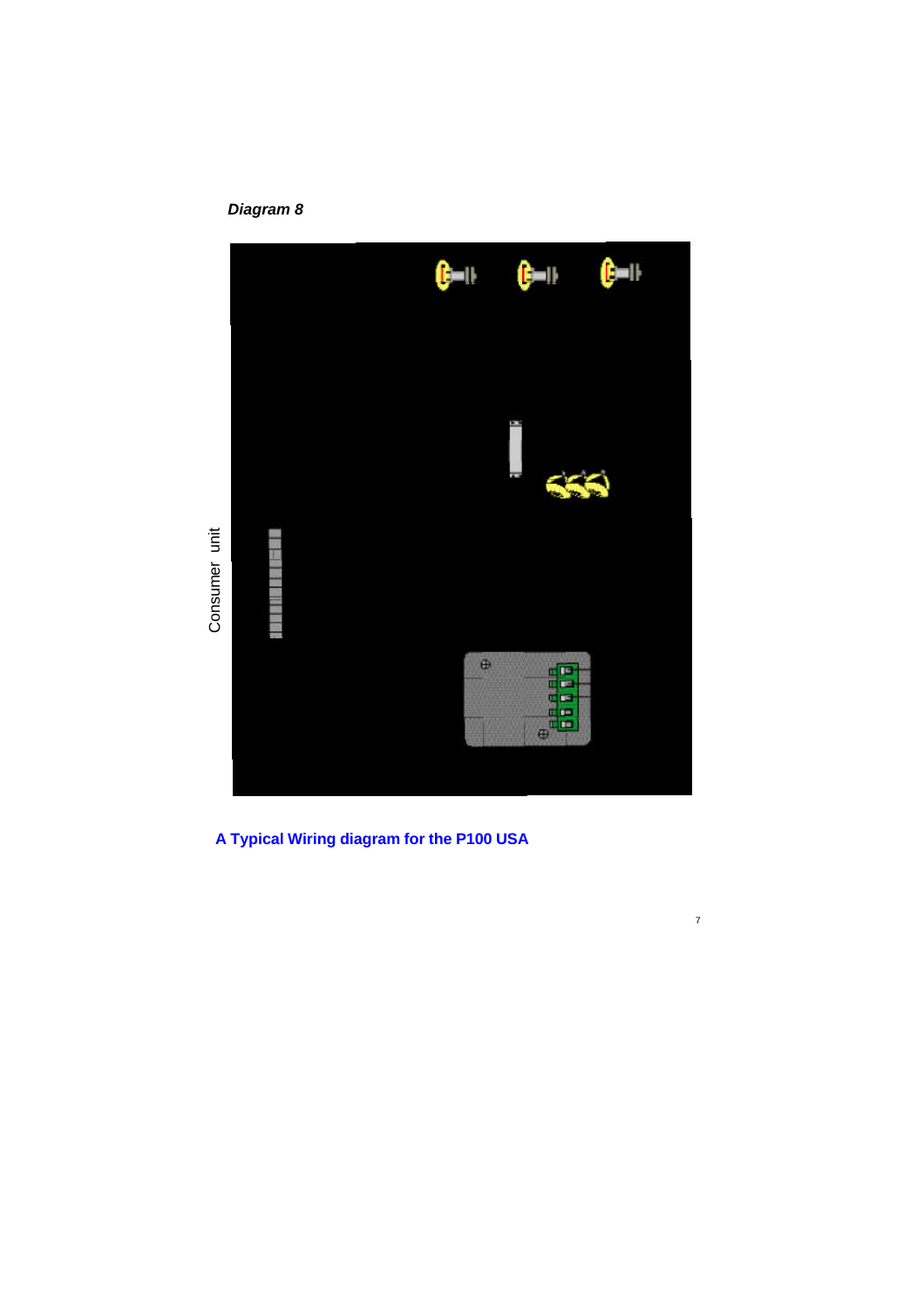***Diagram 8***

Consumer unit

**A Typical Wiring diagram for the P100 USA**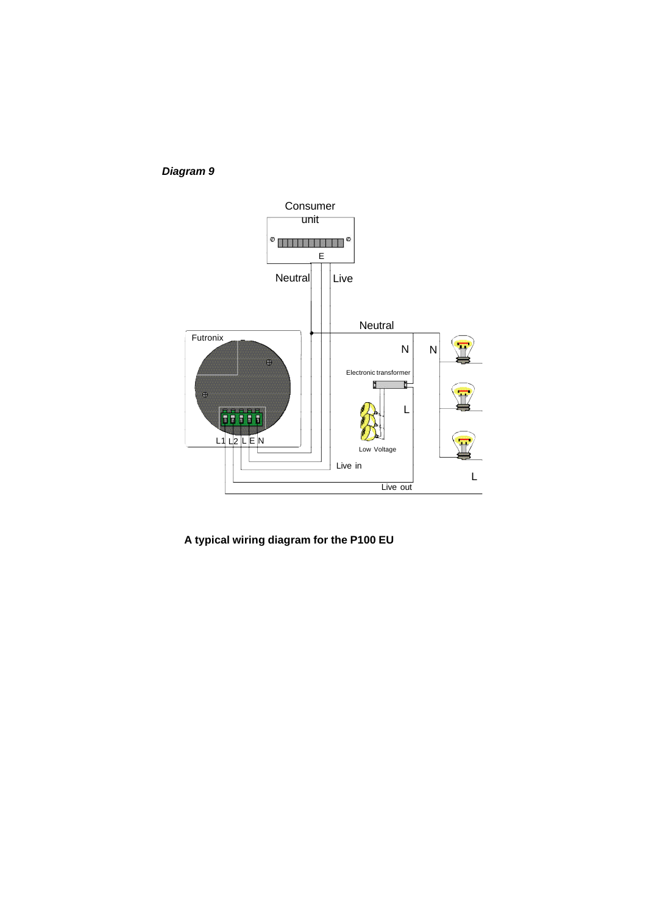***Diagram 9***

Consumer unit

E

Neutral

Live

Neutral

Futronix

N

N

Electronic transformer

L

L1 L2 L E N

Low Voltage

Live in

L

Live out

**A typical wiring diagram for the P100 EU**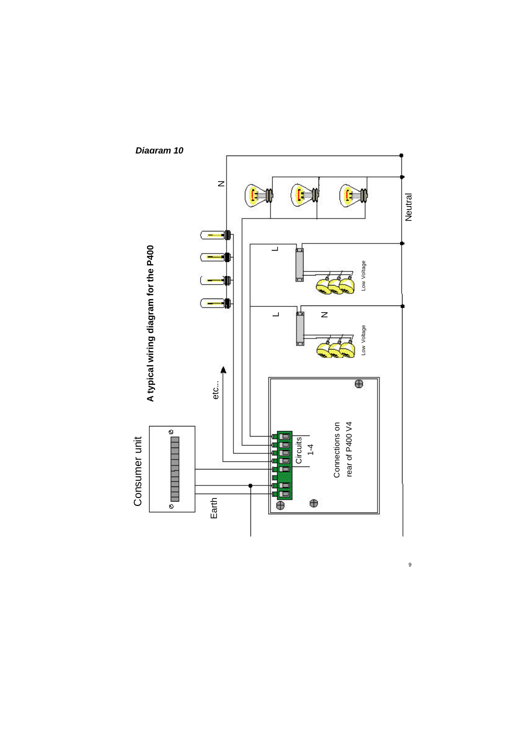***Diagram 10***

**A typical wiring diagram for the P400**

Consumer unit

Earth

etc...

N

L

L

N

Low Voltage

Low Voltage

Neutral

Circuits 1-4

Connections on rear of P400 V4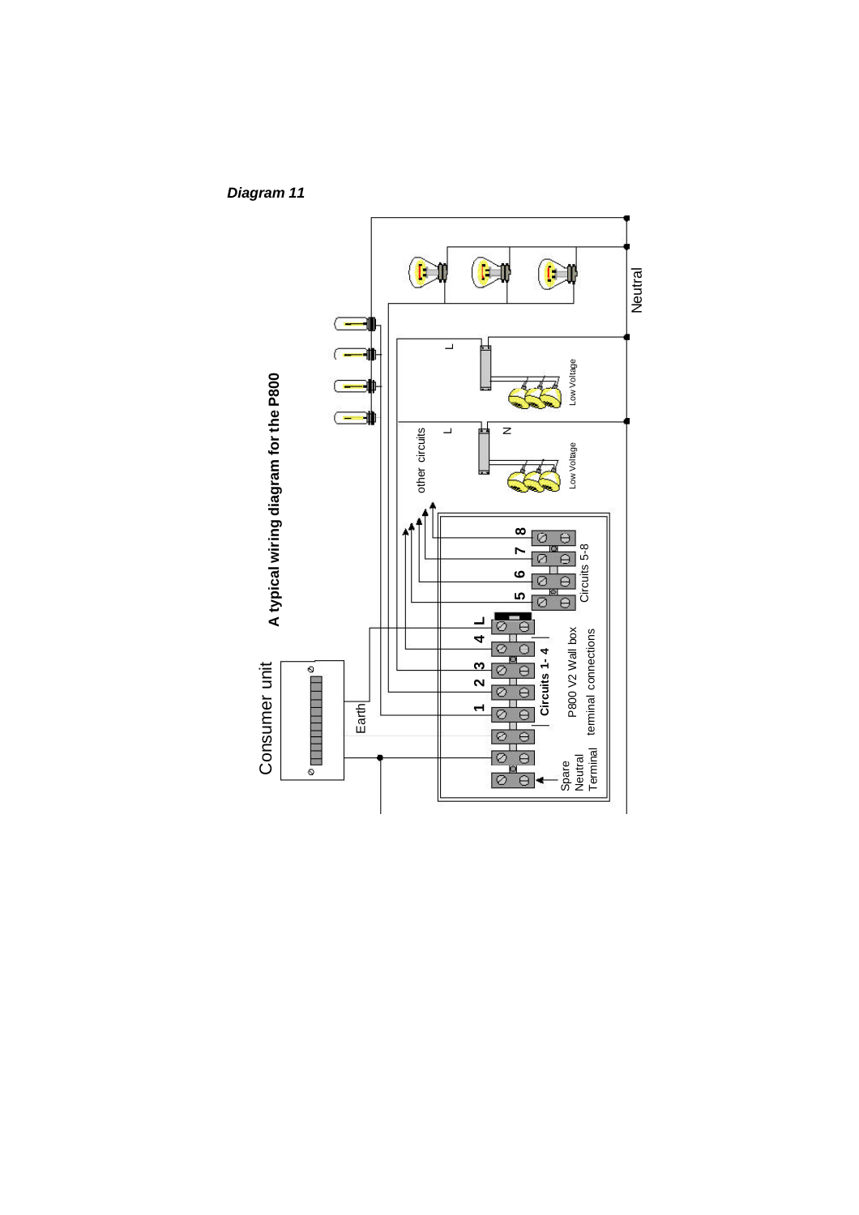***Diagram 11***

**A typical wiring diagram for the P800**

Consumer unit

Earth

Spare Neutral Terminal

**1** **2** **3** **4** **L**

**Circuits 1- 4**

P800 V2 Wall box terminal connections

**5** **6** **7** **8**

Circuits 5-8

other circuits

L

N

L

Low Voltage

Low Voltage

Neutral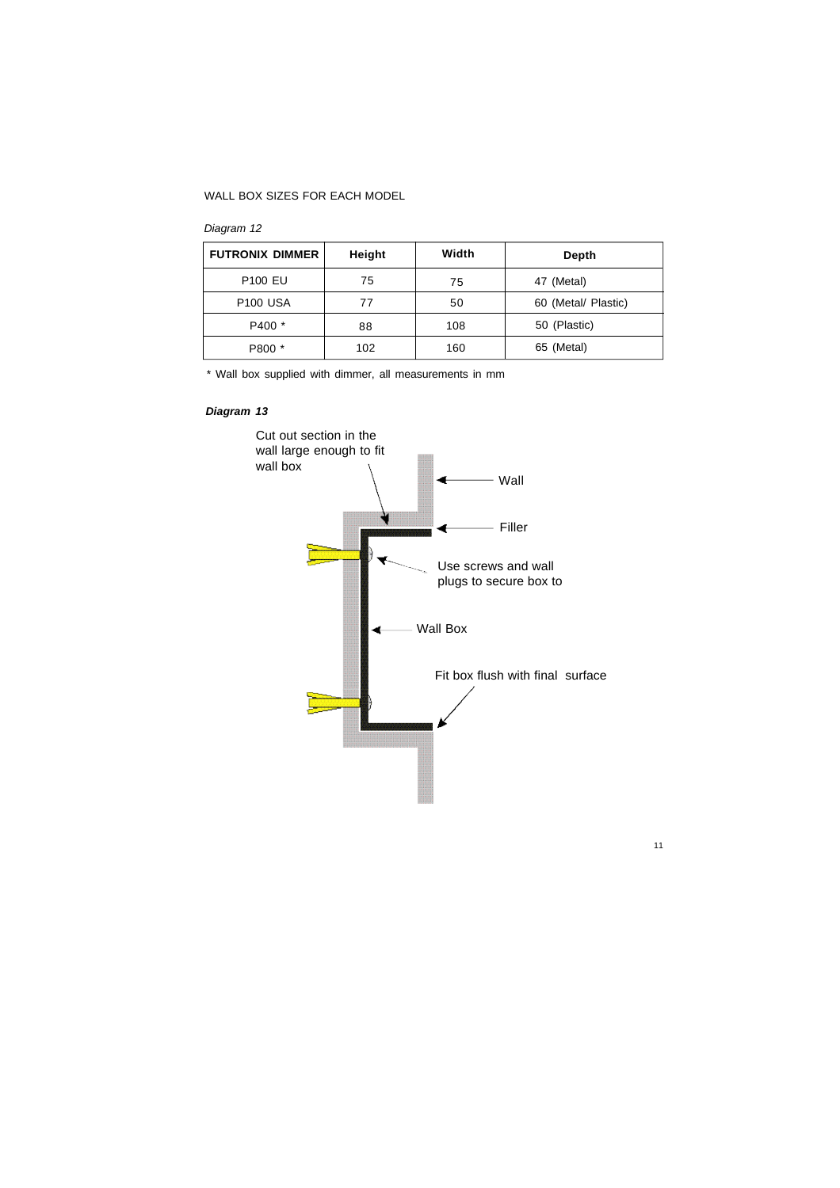WALL BOX SIZES FOR EACH MODEL

*Diagram 12*

| FUTRONIX DIMMER | Height | Width | Depth |
| --- | --- | --- | --- |
| P100 EU | 75 | 75 | 47 (Metal) |
| P100 USA | 77 | 50 | 60 (Metal/ Plastic) |
| P400 * | 88 | 108 | 50 (Plastic) |
| P800 * | 102 | 160 | 65 (Metal) |

* Wall box supplied with dimmer, all measurements in mm

***Diagram 13***

Cut out section in the wall large enough to fit wall box

Wall

Filler

Use screws and wall plugs to secure box to

Wall Box

Fit box flush with final surface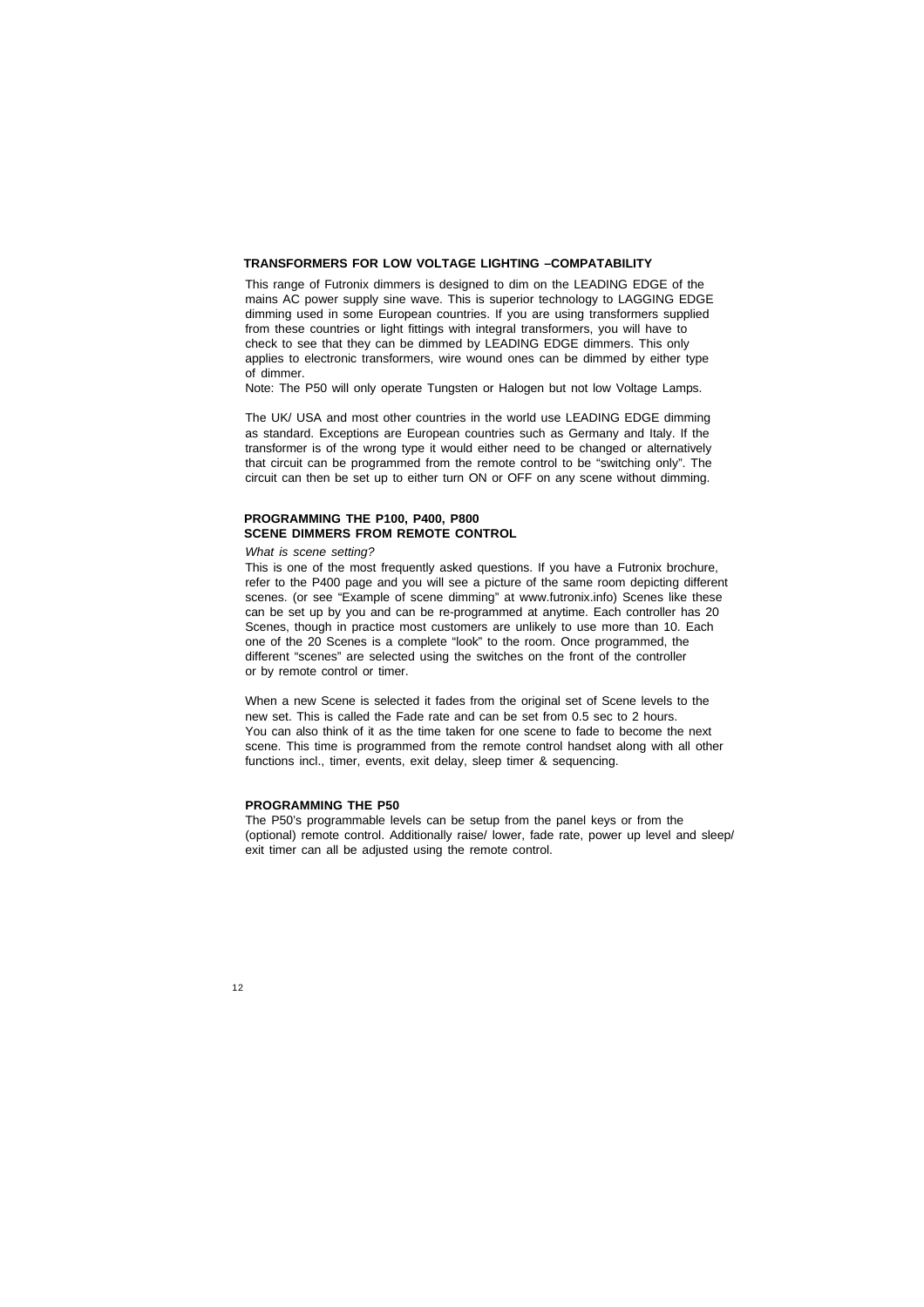## TRANSFORMERS FOR LOW VOLTAGE LIGHTING –COMPATABILITY

This range of Futronix dimmers is designed to dim on the LEADING EDGE of the mains AC power supply sine wave. This is superior technology to LAGGING EDGE dimming used in some European countries. If you are using transformers supplied from these countries or light fittings with integral transformers, you will have to check to see that they can be dimmed by LEADING EDGE dimmers. This only applies to electronic transformers, wire wound ones can be dimmed by either type of dimmer.

Note: The P50 will only operate Tungsten or Halogen but not low Voltage Lamps.

The UK/ USA and most other countries in the world use LEADING EDGE dimming as standard. Exceptions are European countries such as Germany and Italy. If the transformer is of the wrong type it would either need to be changed or alternatively that circuit can be programmed from the remote control to be “switching only”. The circuit can then be set up to either turn ON or OFF on any scene without dimming.

## PROGRAMMING THE P100, P400, P800 SCENE DIMMERS FROM REMOTE CONTROL

*What is scene setting?*

This is one of the most frequently asked questions. If you have a Futronix brochure, refer to the P400 page and you will see a picture of the same room depicting different scenes. (or see “Example of scene dimming” at www.futronix.info) Scenes like these can be set up by you and can be re-programmed at anytime. Each controller has 20 Scenes, though in practice most customers are unlikely to use more than 10. Each one of the 20 Scenes is a complete “look” to the room. Once programmed, the different “scenes” are selected using the switches on the front of the controller or by remote control or timer.

When a new Scene is selected it fades from the original set of Scene levels to the new set. This is called the Fade rate and can be set from 0.5 sec to 2 hours. You can also think of it as the time taken for one scene to fade to become the next scene. This time is programmed from the remote control handset along with all other functions incl., timer, events, exit delay, sleep timer & sequencing.

## PROGRAMMING THE P50

The P50’s programmable levels can be setup from the panel keys or from the (optional) remote control. Additionally raise/ lower, fade rate, power up level and sleep/ exit timer can all be adjusted using the remote control.